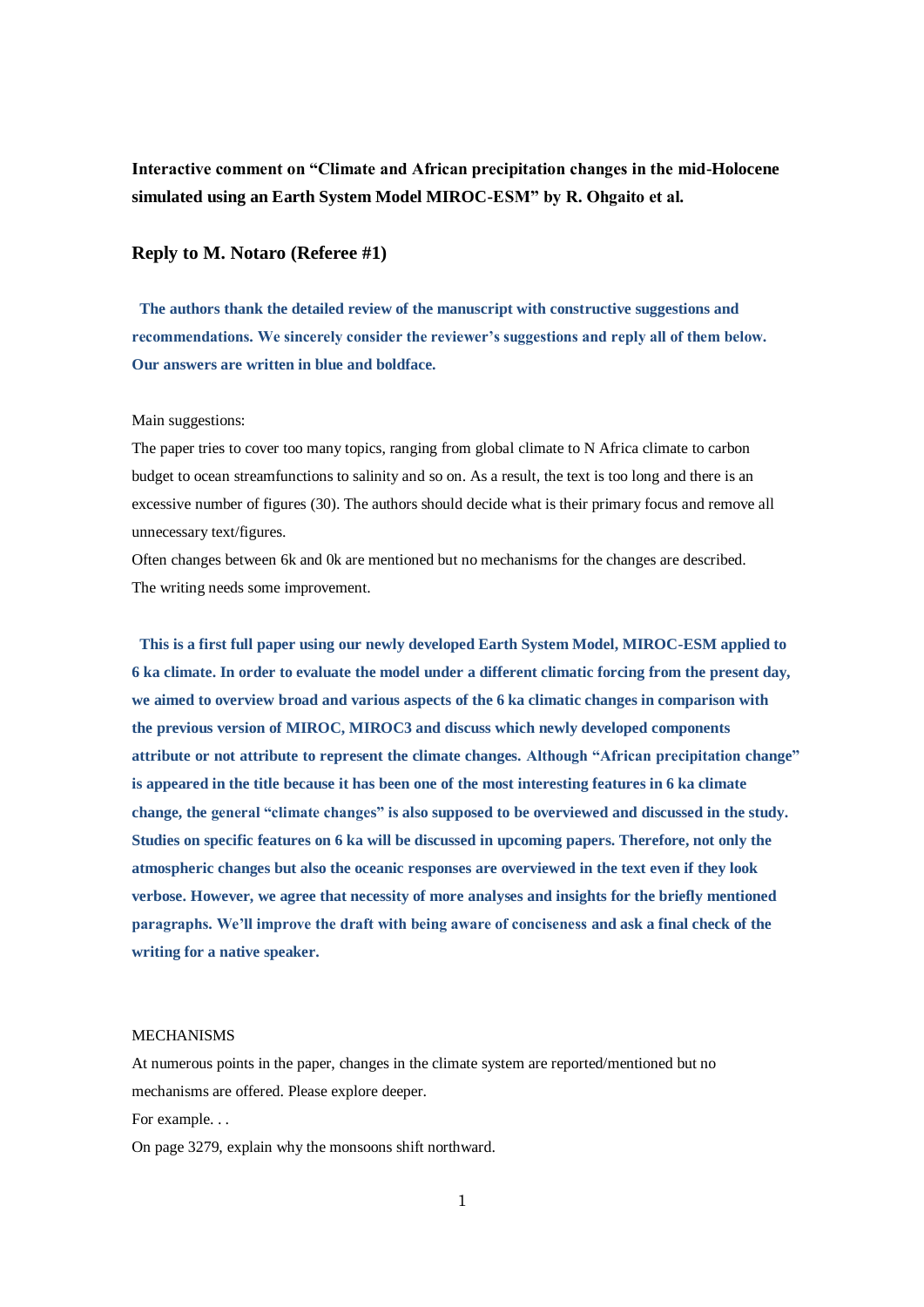**Interactive comment on "Climate and African precipitation changes in the mid-Holocene simulated using an Earth System Model MIROC-ESM" by R. Ohgaito et al.**

## Reply to M. Notaro (Referee #1)

**The authors thank the detailed review of the manuscript with constructive suggestions and recommendations. We sincerely consider the reviewer's suggestions and reply all of them below. Our answers are written in blue and boldface.**

Main suggestions:

The paper tries to cover too many topics, ranging from global climate to N Africa climate to carbon budget to ocean streamfunctions to salinity and so on. As a result, the text is too long and there is an excessive number of figures (30). The authors should decide what is their primary focus and remove all unnecessary text/figures.

Often changes between 6k and 0k are mentioned but no mechanisms for the changes are described.

The writing needs some improvement.

**This is a first full paper using our newly developed Earth System Model, MIROC-ESM applied to 6 ka climate. In order to evaluate the model under a different climatic forcing from the present day, we aimed to overview broad and various aspects of the 6 ka climatic changes in comparison with the previous version of MIROC, MIROC3 and discuss which newly developed components attribute or not attribute to represent the climate changes. Although "African precipitation change" is appeared in the title because it has been one of the most interesting features in 6 ka climate change, the general "climate changes" is also supposed to be overviewed and discussed in the study. Studies on specific features on 6 ka will be discussed in upcoming papers. Therefore, not only the atmospheric changes but also the oceanic responses are overviewed in the text even if they look verbose. However, we agree that necessity of more analyses and insights for the briefly mentioned paragraphs. We'll improve the draft with being aware of conciseness and ask a final check of the writing for a native speaker.**

MECHANISMS

At numerous points in the paper, changes in the climate system are reported/mentioned but no mechanisms are offered. Please explore deeper.

For example. . .

On page 3279, explain why the monsoons shift northward.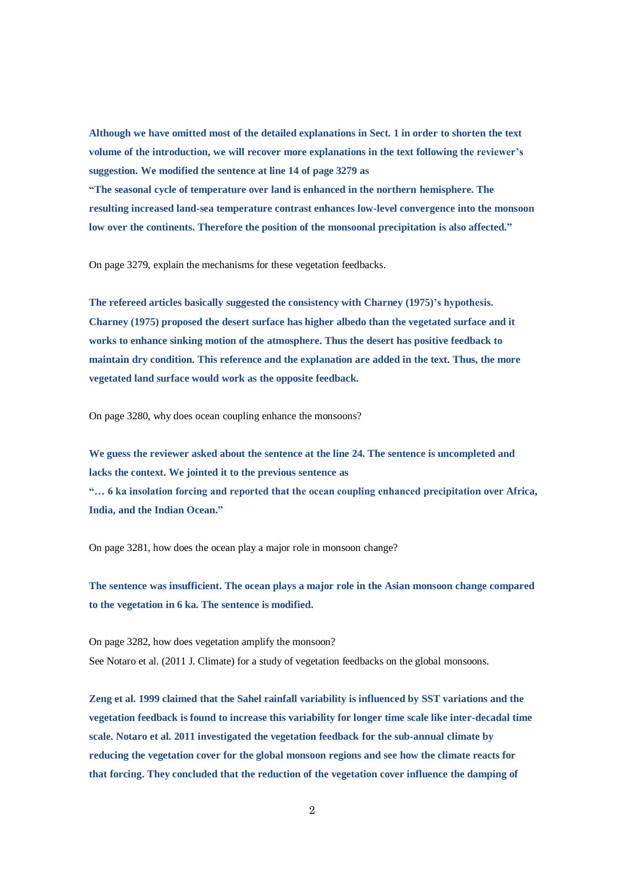**Although we have omitted most of the detailed explanations in Sect. 1 in order to shorten the text volume of the introduction, we will recover more explanations in the text following the reviewer's suggestion. We modified the sentence at line 14 of page 3279 as**

**"The seasonal cycle of temperature over land is enhanced in the northern hemisphere. The resulting increased land-sea temperature contrast enhances low-level convergence into the monsoon low over the continents. Therefore the position of the monsoonal precipitation is also affected."**

On page 3279, explain the mechanisms for these vegetation feedbacks.

**The refereed articles basically suggested the consistency with Charney (1975)'s hypothesis. Charney (1975) proposed the desert surface has higher albedo than the vegetated surface and it works to enhance sinking motion of the atmosphere. Thus the desert has positive feedback to maintain dry condition. This reference and the explanation are added in the text. Thus, the more vegetated land surface would work as the opposite feedback.**

On page 3280, why does ocean coupling enhance the monsoons?

**We guess the reviewer asked about the sentence at the line 24. The sentence is uncompleted and lacks the context. We jointed it to the previous sentence as**

**"… 6 ka insolation forcing and reported that the ocean coupling enhanced precipitation over Africa, India, and the Indian Ocean."**

On page 3281, how does the ocean play a major role in monsoon change?

**The sentence was insufficient. The ocean plays a major role in the Asian monsoon change compared to the vegetation in 6 ka. The sentence is modified.**

On page 3282, how does vegetation amplify the monsoon?

See Notaro et al. (2011 J. Climate) for a study of vegetation feedbacks on the global monsoons.

**Zeng et al. 1999 claimed that the Sahel rainfall variability is influenced by SST variations and the vegetation feedback is found to increase this variability for longer time scale like inter-decadal time scale. Notaro et al. 2011 investigated the vegetation feedback for the sub-annual climate by reducing the vegetation cover for the global monsoon regions and see how the climate reacts for that forcing. They concluded that the reduction of the vegetation cover influence the damping of**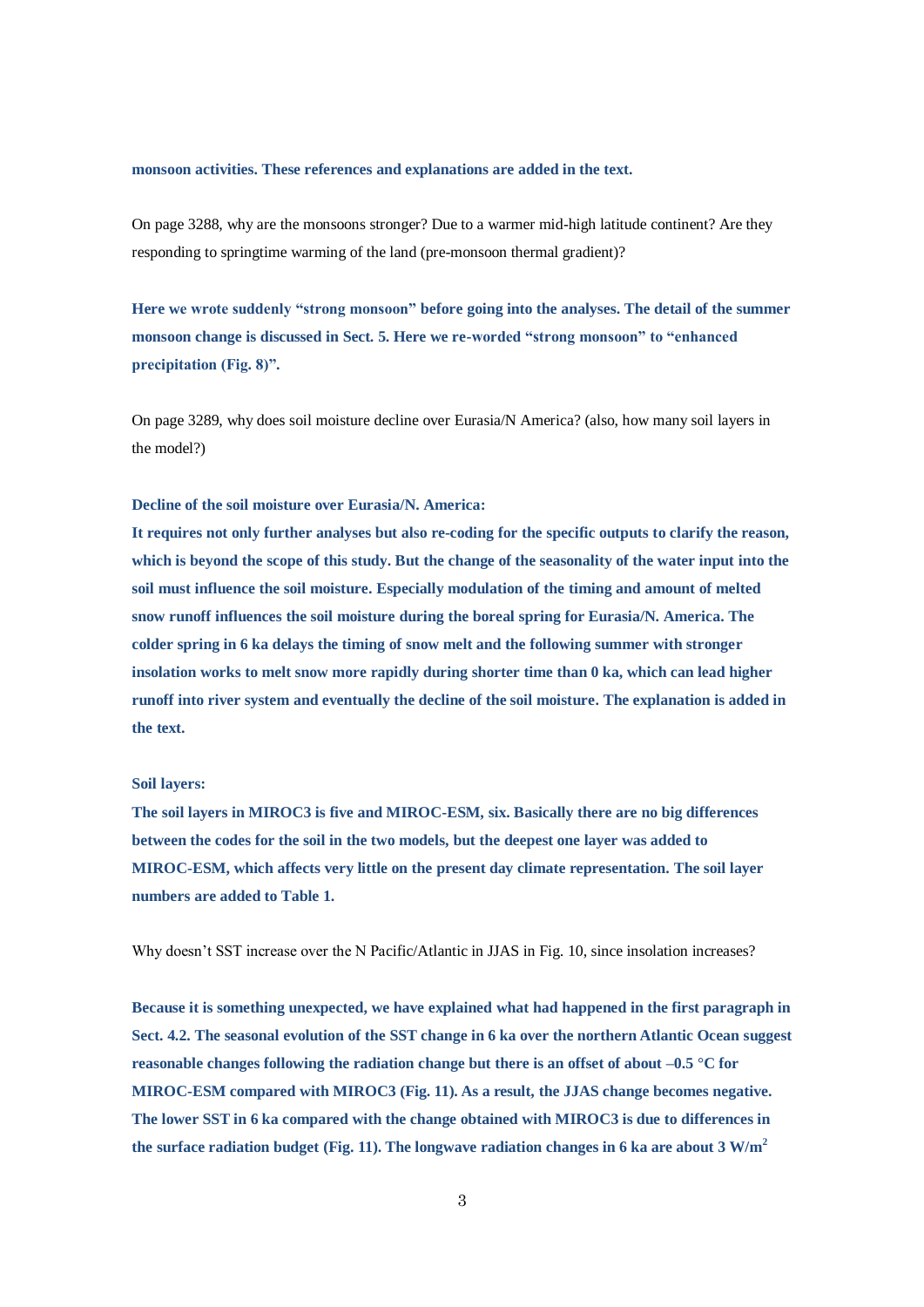**monsoon activities. These references and explanations are added in the text.**

On page 3288, why are the monsoons stronger? Due to a warmer mid-high latitude continent? Are they responding to springtime warming of the land (pre-monsoon thermal gradient)?

**Here we wrote suddenly "strong monsoon" before going into the analyses. The detail of the summer monsoon change is discussed in Sect. 5. Here we re-worded "strong monsoon" to "enhanced precipitation (Fig. 8)".**

On page 3289, why does soil moisture decline over Eurasia/N America? (also, how many soil layers in the model?)

**Decline of the soil moisture over Eurasia/N. America:**

**It requires not only further analyses but also re-coding for the specific outputs to clarify the reason, which is beyond the scope of this study. But the change of the seasonality of the water input into the soil must influence the soil moisture. Especially modulation of the timing and amount of melted snow runoff influences the soil moisture during the boreal spring for Eurasia/N. America. The colder spring in 6 ka delays the timing of snow melt and the following summer with stronger insolation works to melt snow more rapidly during shorter time than 0 ka, which can lead higher runoff into river system and eventually the decline of the soil moisture. The explanation is added in the text.**

**Soil layers:**

**The soil layers in MIROC3 is five and MIROC-ESM, six. Basically there are no big differences between the codes for the soil in the two models, but the deepest one layer was added to MIROC-ESM, which affects very little on the present day climate representation. The soil layer numbers are added to Table 1.**

Why doesn't SST increase over the N Pacific/Atlantic in JJAS in Fig. 10, since insolation increases?

**Because it is something unexpected, we have explained what had happened in the first paragraph in Sect. 4.2. The seasonal evolution of the SST change in 6 ka over the northern Atlantic Ocean suggest reasonable changes following the radiation change but there is an offset of about –0.5 °C for MIROC-ESM compared with MIROC3 (Fig. 11). As a result, the JJAS change becomes negative. The lower SST in 6 ka compared with the change obtained with MIROC3 is due to differences in the surface radiation budget (Fig. 11). The longwave radiation changes in 6 ka are about 3 W/m$^2$**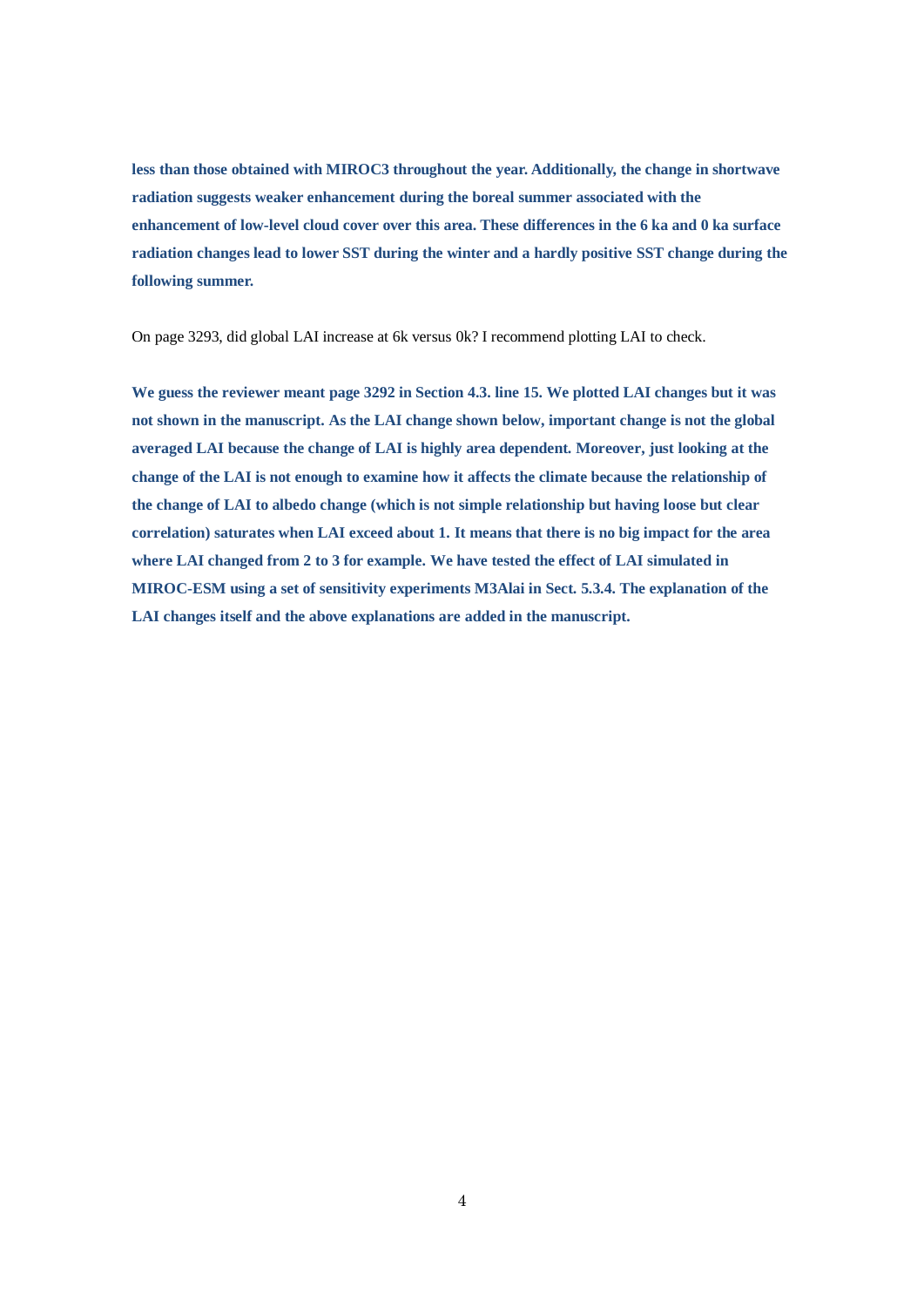**less than those obtained with MIROC3 throughout the year. Additionally, the change in shortwave radiation suggests weaker enhancement during the boreal summer associated with the enhancement of low-level cloud cover over this area. These differences in the 6 ka and 0 ka surface radiation changes lead to lower SST during the winter and a hardly positive SST change during the following summer.**

On page 3293, did global LAI increase at 6k versus 0k? I recommend plotting LAI to check.

**We guess the reviewer meant page 3292 in Section 4.3. line 15. We plotted LAI changes but it was not shown in the manuscript. As the LAI change shown below, important change is not the global averaged LAI because the change of LAI is highly area dependent. Moreover, just looking at the change of the LAI is not enough to examine how it affects the climate because the relationship of the change of LAI to albedo change (which is not simple relationship but having loose but clear correlation) saturates when LAI exceed about 1. It means that there is no big impact for the area where LAI changed from 2 to 3 for example. We have tested the effect of LAI simulated in MIROC-ESM using a set of sensitivity experiments M3Alai in Sect. 5.3.4. The explanation of the LAI changes itself and the above explanations are added in the manuscript.**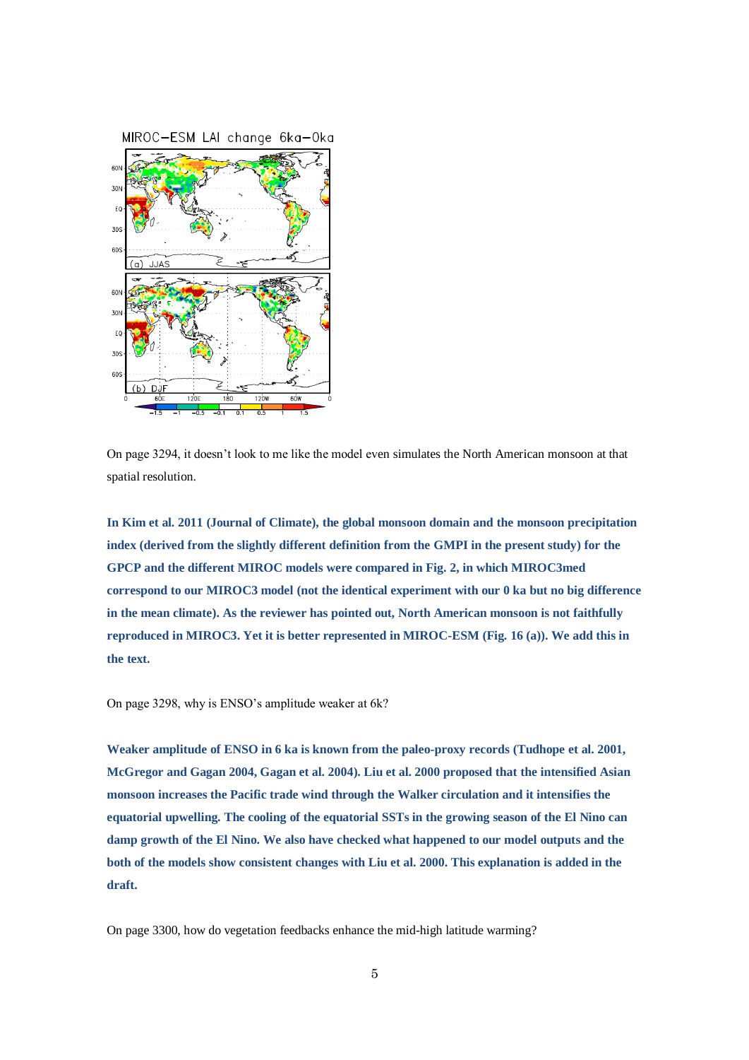MIROC–ESM LAI change 6ka–0ka

On page 3294, it doesn't look to me like the model even simulates the North American monsoon at that spatial resolution.

**In Kim et al. 2011 (Journal of Climate), the global monsoon domain and the monsoon precipitation index (derived from the slightly different definition from the GMPI in the present study) for the GPCP and the different MIROC models were compared in Fig. 2, in which MIROC3med correspond to our MIROC3 model (not the identical experiment with our 0 ka but no big difference in the mean climate). As the reviewer has pointed out, North American monsoon is not faithfully reproduced in MIROC3. Yet it is better represented in MIROC-ESM (Fig. 16 (a)). We add this in the text.**

On page 3298, why is ENSO's amplitude weaker at 6k?

**Weaker amplitude of ENSO in 6 ka is known from the paleo-proxy records (Tudhope et al. 2001, McGregor and Gagan 2004, Gagan et al. 2004). Liu et al. 2000 proposed that the intensified Asian monsoon increases the Pacific trade wind through the Walker circulation and it intensifies the equatorial upwelling. The cooling of the equatorial SSTs in the growing season of the El Nino can damp growth of the El Nino. We also have checked what happened to our model outputs and the both of the models show consistent changes with Liu et al. 2000. This explanation is added in the draft.**

On page 3300, how do vegetation feedbacks enhance the mid-high latitude warming?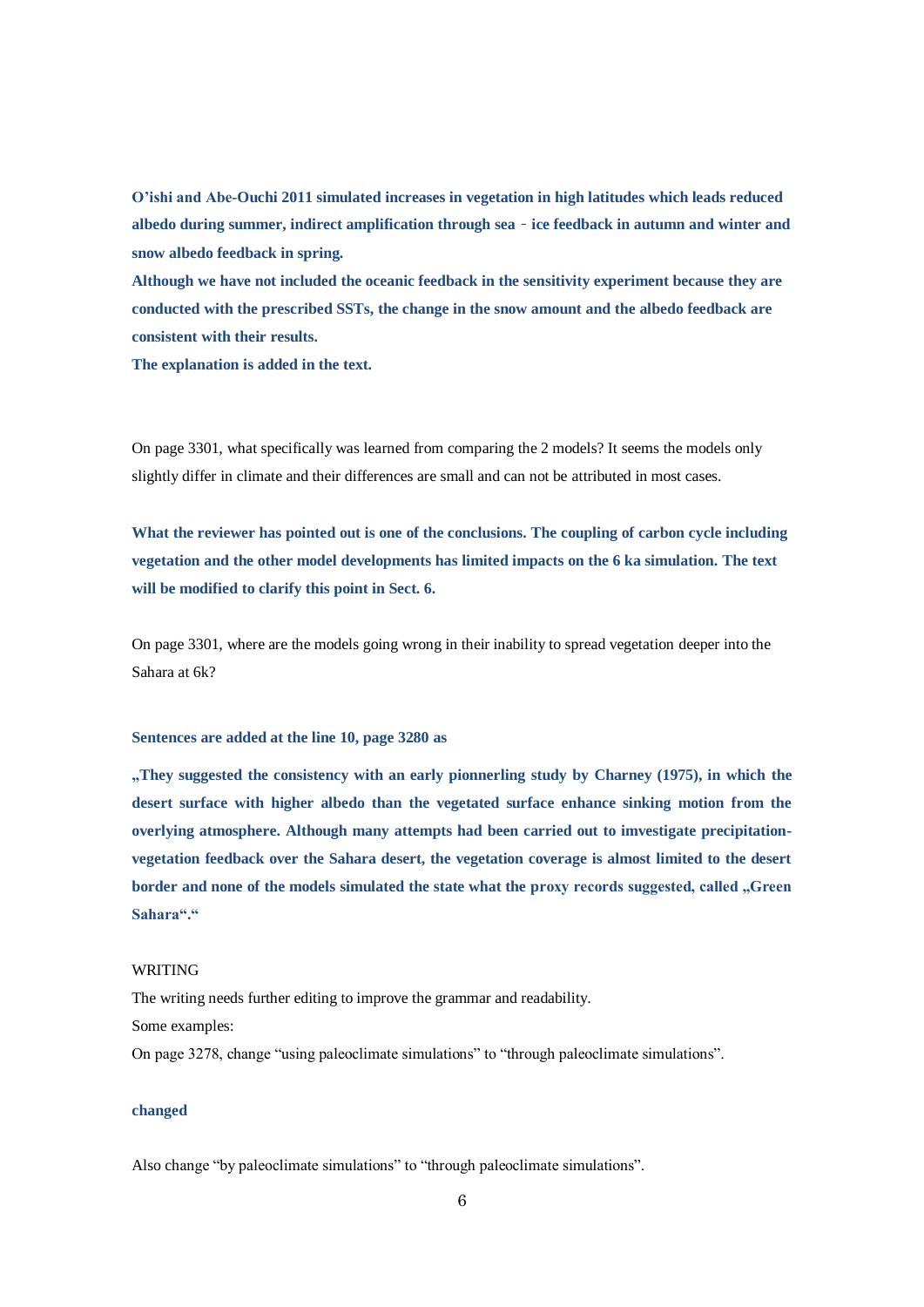**O'ishi and Abe-Ouchi 2011 simulated increases in vegetation in high latitudes which leads reduced albedo during summer, indirect amplification through sea‐ice feedback in autumn and winter and snow albedo feedback in spring.**

**Although we have not included the oceanic feedback in the sensitivity experiment because they are conducted with the prescribed SSTs, the change in the snow amount and the albedo feedback are consistent with their results.**

**The explanation is added in the text.**

On page 3301, what specifically was learned from comparing the 2 models? It seems the models only slightly differ in climate and their differences are small and can not be attributed in most cases.

**What the reviewer has pointed out is one of the conclusions. The coupling of carbon cycle including vegetation and the other model developments has limited impacts on the 6 ka simulation. The text will be modified to clarify this point in Sect. 6.**

On page 3301, where are the models going wrong in their inability to spread vegetation deeper into the Sahara at 6k?

**Sentences are added at the line 10, page 3280 as**

**„They suggested the consistency with an early pionnerling study by Charney (1975), in which the desert surface with higher albedo than the vegetated surface enhance sinking motion from the overlying atmosphere. Although many attempts had been carried out to imvestigate precipitation-vegetation feedback over the Sahara desert, the vegetation coverage is almost limited to the desert border and none of the models simulated the state what the proxy records suggested, called „Green Sahara".“**

WRITING

The writing needs further editing to improve the grammar and readability.

Some examples:

On page 3278, change "using paleoclimate simulations" to "through paleoclimate simulations".

**changed**

Also change "by paleoclimate simulations" to "through paleoclimate simulations".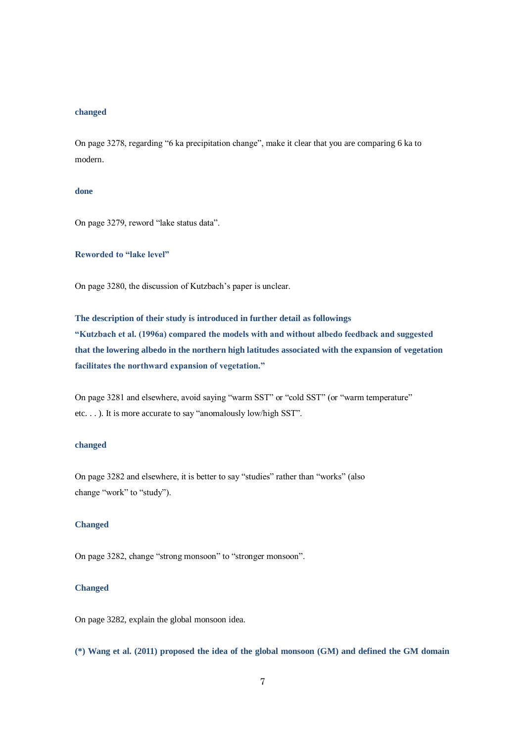**changed**

On page 3278, regarding “6 ka precipitation change”, make it clear that you are comparing 6 ka to modern.

**done**

On page 3279, reword “lake status data”.

**Reworded to “lake level”**

On page 3280, the discussion of Kutzbach’s paper is unclear.

**The description of their study is introduced in further detail as followings**
**“Kutzbach et al. (1996a) compared the models with and without albedo feedback and suggested that the lowering albedo in the northern high latitudes associated with the expansion of vegetation facilitates the northward expansion of vegetation.”**

On page 3281 and elsewhere, avoid saying “warm SST” or “cold SST” (or “warm temperature” etc. . . ). It is more accurate to say “anomalously low/high SST”.

**changed**

On page 3282 and elsewhere, it is better to say “studies” rather than “works” (also change “work” to “study”).

**Changed**

On page 3282, change “strong monsoon” to “stronger monsoon”.

**Changed**

On page 3282, explain the global monsoon idea.

**(*) Wang et al. (2011) proposed the idea of the global monsoon (GM) and defined the GM domain**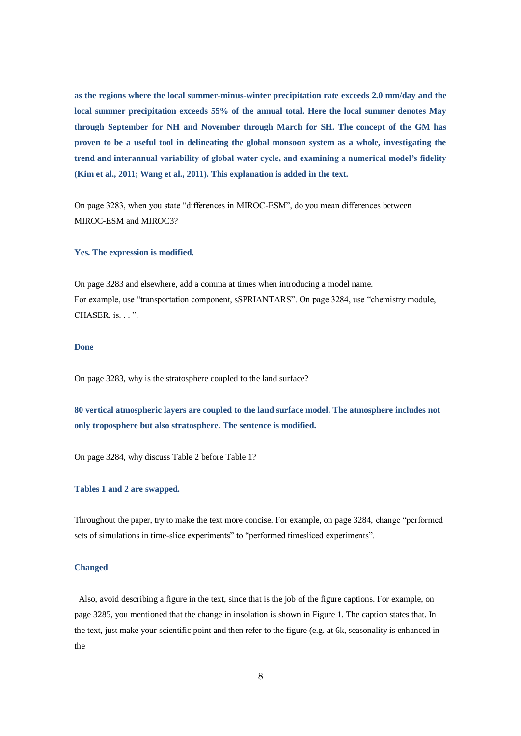**as the regions where the local summer-minus-winter precipitation rate exceeds 2.0 mm/day and the local summer precipitation exceeds 55% of the annual total. Here the local summer denotes May through September for NH and November through March for SH. The concept of the GM has proven to be a useful tool in delineating the global monsoon system as a whole, investigating the trend and interannual variability of global water cycle, and examining a numerical model's fidelity (Kim et al., 2011; Wang et al., 2011). This explanation is added in the text.**

On page 3283, when you state "differences in MIROC-ESM", do you mean differences between MIROC-ESM and MIROC3?

**Yes. The expression is modified.**

On page 3283 and elsewhere, add a comma at times when introducing a model name.
For example, use "transportation component, sSPRIANTARS". On page 3284, use "chemistry module, CHASER, is. . . ".

**Done**

On page 3283, why is the stratosphere coupled to the land surface?

**80 vertical atmospheric layers are coupled to the land surface model. The atmosphere includes not only troposphere but also stratosphere. The sentence is modified.**

On page 3284, why discuss Table 2 before Table 1?

**Tables 1 and 2 are swapped.**

Throughout the paper, try to make the text more concise. For example, on page 3284, change "performed sets of simulations in time-slice experiments" to "performed timesliced experiments".

**Changed**

Also, avoid describing a figure in the text, since that is the job of the figure captions. For example, on page 3285, you mentioned that the change in insolation is shown in Figure 1. The caption states that. In the text, just make your scientific point and then refer to the figure (e.g. at 6k, seasonality is enhanced in the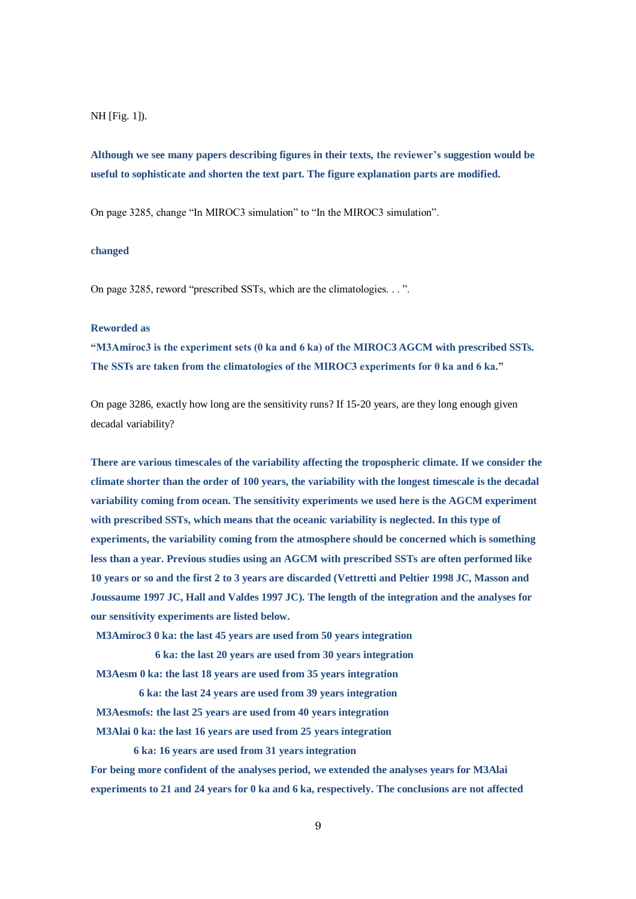NH [Fig. 1]).

**Although we see many papers describing figures in their texts, the reviewer's suggestion would be useful to sophisticate and shorten the text part. The figure explanation parts are modified.**

On page 3285, change "In MIROC3 simulation" to "In the MIROC3 simulation".

**changed**

On page 3285, reword "prescribed SSTs, which are the climatologies. . . ".

**Reworded as**

**"M3Amiroc3 is the experiment sets (0 ka and 6 ka) of the MIROC3 AGCM with prescribed SSTs. The SSTs are taken from the climatologies of the MIROC3 experiments for 0 ka and 6 ka."**

On page 3286, exactly how long are the sensitivity runs? If 15-20 years, are they long enough given decadal variability?

**There are various timescales of the variability affecting the tropospheric climate. If we consider the climate shorter than the order of 100 years, the variability with the longest timescale is the decadal variability coming from ocean. The sensitivity experiments we used here is the AGCM experiment with prescribed SSTs, which means that the oceanic variability is neglected. In this type of experiments, the variability coming from the atmosphere should be concerned which is something less than a year. Previous studies using an AGCM with prescribed SSTs are often performed like 10 years or so and the first 2 to 3 years are discarded (Vettretti and Peltier 1998 JC, Masson and Joussaume 1997 JC, Hall and Valdes 1997 JC). The length of the integration and the analyses for our sensitivity experiments are listed below.**

**M3Amiroc3 0 ka: the last 45 years are used from 50 years integration**

**6 ka: the last 20 years are used from 30 years integration**

**M3Aesm 0 ka: the last 18 years are used from 35 years integration**

**6 ka: the last 24 years are used from 39 years integration**

**M3Aesmofs: the last 25 years are used from 40 years integration**

**M3Alai 0 ka: the last 16 years are used from 25 years integration**

**6 ka: 16 years are used from 31 years integration**

**For being more confident of the analyses period, we extended the analyses years for M3Alai experiments to 21 and 24 years for 0 ka and 6 ka, respectively. The conclusions are not affected**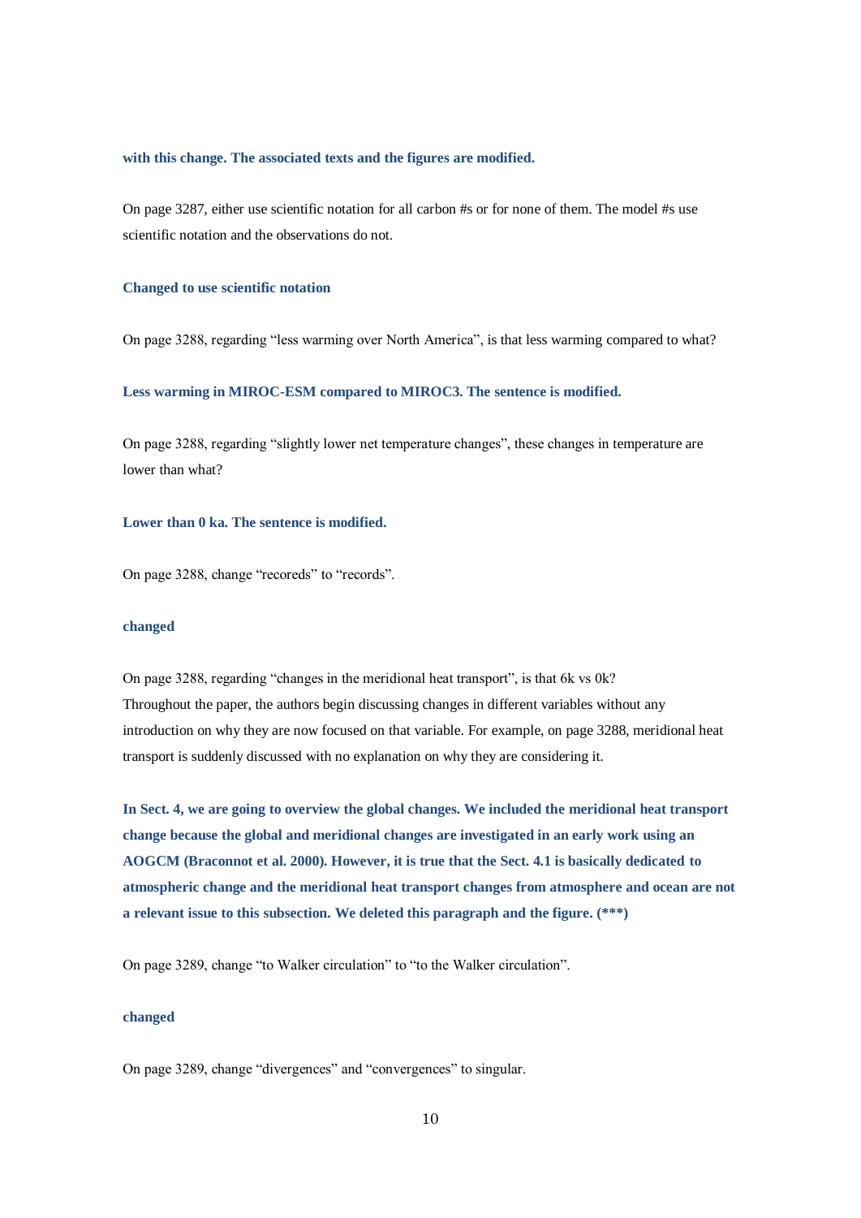**with this change. The associated texts and the figures are modified.**

On page 3287, either use scientific notation for all carbon #s or for none of them. The model #s use scientific notation and the observations do not.

**Changed to use scientific notation**

On page 3288, regarding "less warming over North America", is that less warming compared to what?

**Less warming in MIROC-ESM compared to MIROC3. The sentence is modified.**

On page 3288, regarding "slightly lower net temperature changes", these changes in temperature are lower than what?

**Lower than 0 ka. The sentence is modified.**

On page 3288, change "recoreds" to "records".

**changed**

On page 3288, regarding "changes in the meridional heat transport", is that 6k vs 0k?
Throughout the paper, the authors begin discussing changes in different variables without any introduction on why they are now focused on that variable. For example, on page 3288, meridional heat transport is suddenly discussed with no explanation on why they are considering it.

**In Sect. 4, we are going to overview the global changes. We included the meridional heat transport change because the global and meridional changes are investigated in an early work using an AOGCM (Braconnot et al. 2000). However, it is true that the Sect. 4.1 is basically dedicated to atmospheric change and the meridional heat transport changes from atmosphere and ocean are not a relevant issue to this subsection. We deleted this paragraph and the figure. (\*\*\*)**

On page 3289, change "to Walker circulation" to "to the Walker circulation".

**changed**

On page 3289, change "divergences" and "convergences" to singular.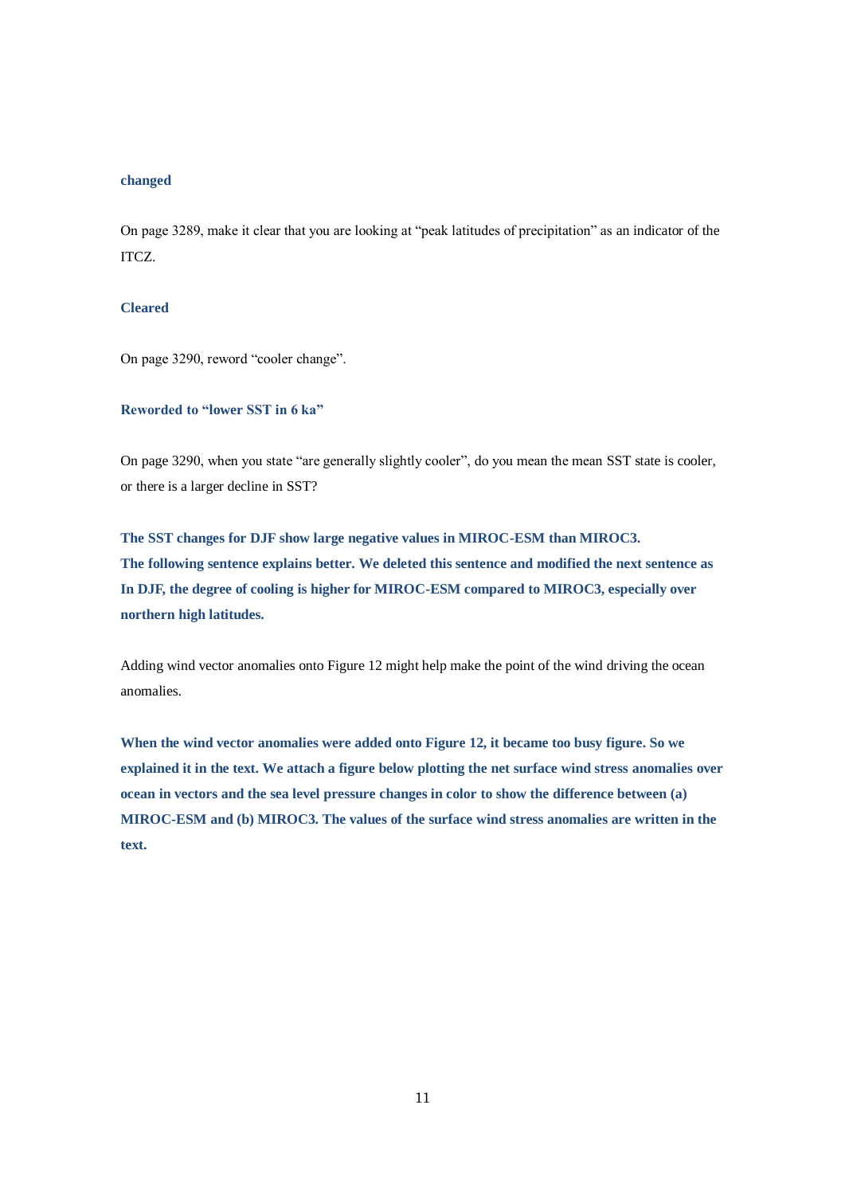**changed**

On page 3289, make it clear that you are looking at "peak latitudes of precipitation" as an indicator of the ITCZ.

**Cleared**

On page 3290, reword "cooler change".

**Reworded to "lower SST in 6 ka"**

On page 3290, when you state "are generally slightly cooler", do you mean the mean SST state is cooler, or there is a larger decline in SST?

**The SST changes for DJF show large negative values in MIROC-ESM than MIROC3. The following sentence explains better. We deleted this sentence and modified the next sentence as In DJF, the degree of cooling is higher for MIROC-ESM compared to MIROC3, especially over northern high latitudes.**

Adding wind vector anomalies onto Figure 12 might help make the point of the wind driving the ocean anomalies.

**When the wind vector anomalies were added onto Figure 12, it became too busy figure. So we explained it in the text. We attach a figure below plotting the net surface wind stress anomalies over ocean in vectors and the sea level pressure changes in color to show the difference between (a) MIROC-ESM and (b) MIROC3. The values of the surface wind stress anomalies are written in the text.**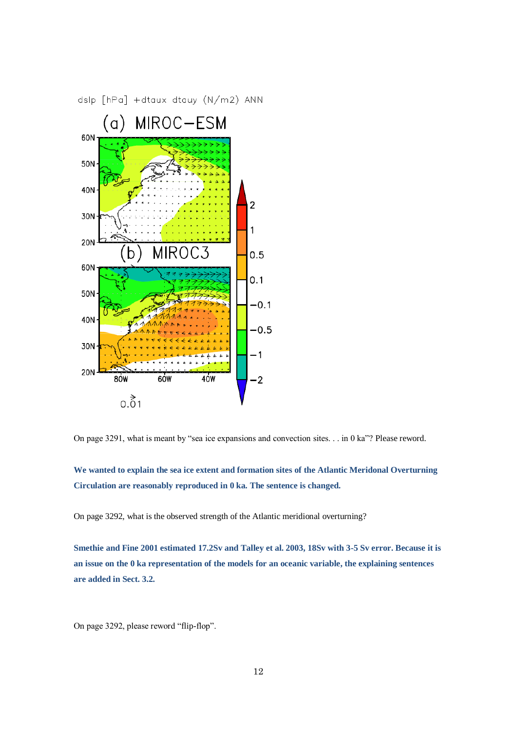dslp [hPa] +dtaux dtauy (N/m2) ANN

(a) MIROC−ESM

(b) MIROC3

On page 3291, what is meant by "sea ice expansions and convection sites. . . in 0 ka"? Please reword.

**We wanted to explain the sea ice extent and formation sites of the Atlantic Meridonal Overturning Circulation are reasonably reproduced in 0 ka. The sentence is changed.**

On page 3292, what is the observed strength of the Atlantic meridional overturning?

**Smethie and Fine 2001 estimated 17.2Sv and Talley et al. 2003, 18Sv with 3-5 Sv error. Because it is an issue on the 0 ka representation of the models for an oceanic variable, the explaining sentences are added in Sect. 3.2.**

On page 3292, please reword "flip-flop".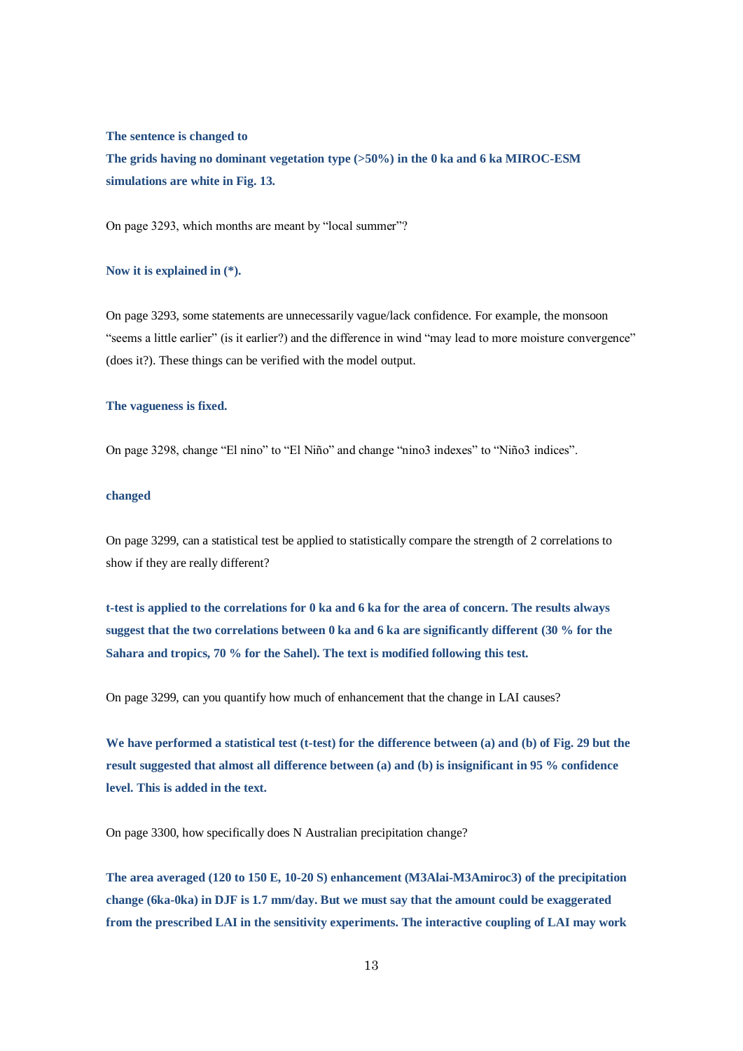**The sentence is changed to**

**The grids having no dominant vegetation type (>50%) in the 0 ka and 6 ka MIROC-ESM simulations are white in Fig. 13.**

On page 3293, which months are meant by "local summer"?

**Now it is explained in (*).**

On page 3293, some statements are unnecessarily vague/lack confidence. For example, the monsoon "seems a little earlier" (is it earlier?) and the difference in wind "may lead to more moisture convergence" (does it?). These things can be verified with the model output.

**The vagueness is fixed.**

On page 3298, change "El nino" to "El Niño" and change "nino3 indexes" to "Niño3 indices".

**changed**

On page 3299, can a statistical test be applied to statistically compare the strength of 2 correlations to show if they are really different?

**t-test is applied to the correlations for 0 ka and 6 ka for the area of concern. The results always suggest that the two correlations between 0 ka and 6 ka are significantly different (30 % for the Sahara and tropics, 70 % for the Sahel). The text is modified following this test.**

On page 3299, can you quantify how much of enhancement that the change in LAI causes?

**We have performed a statistical test (t-test) for the difference between (a) and (b) of Fig. 29 but the result suggested that almost all difference between (a) and (b) is insignificant in 95 % confidence level. This is added in the text.**

On page 3300, how specifically does N Australian precipitation change?

**The area averaged (120 to 150 E, 10-20 S) enhancement (M3Alai-M3Amiroc3) of the precipitation change (6ka-0ka) in DJF is 1.7 mm/day. But we must say that the amount could be exaggerated from the prescribed LAI in the sensitivity experiments. The interactive coupling of LAI may work**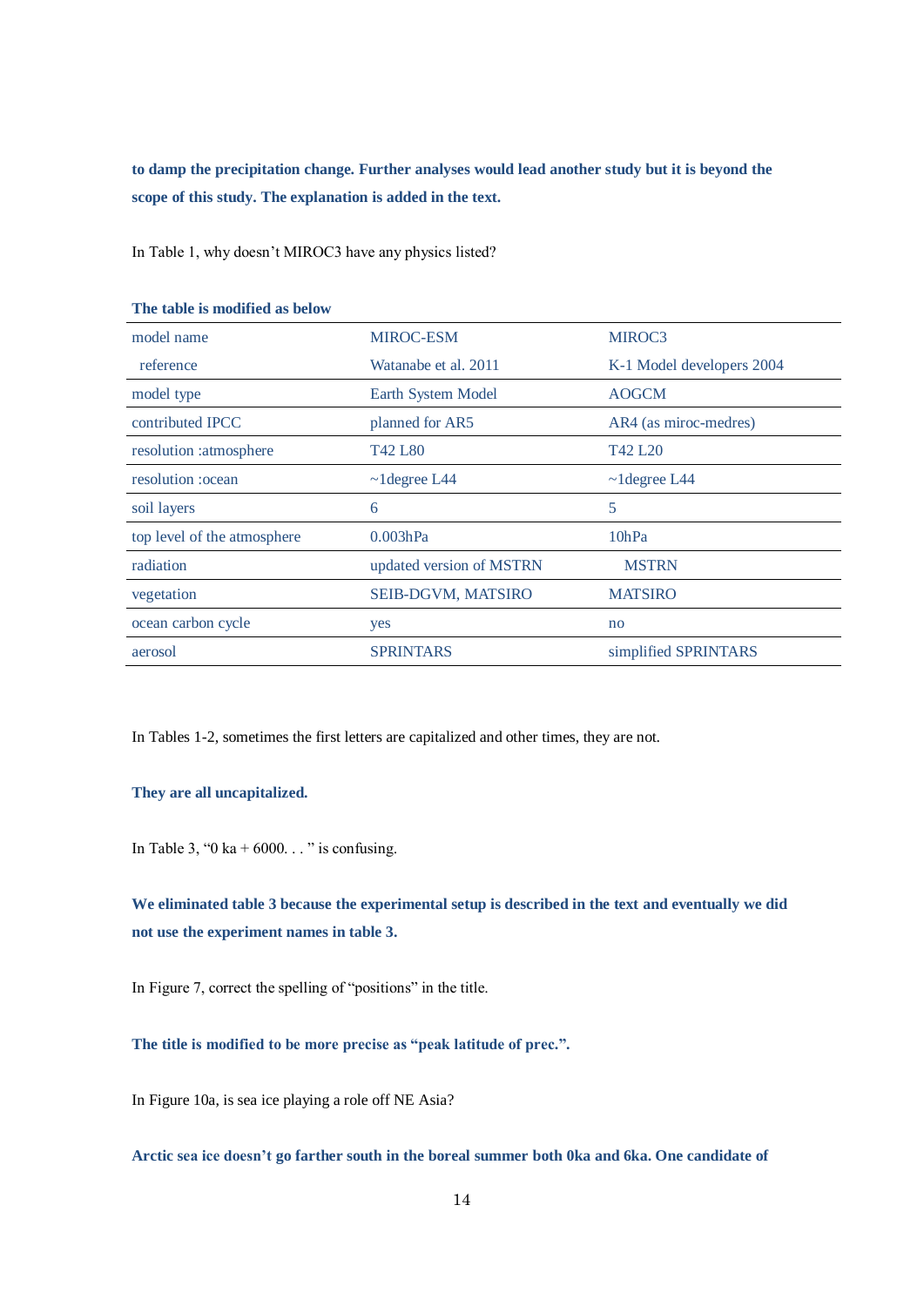**to damp the precipitation change. Further analyses would lead another study but it is beyond the scope of this study. The explanation is added in the text.**

In Table 1, why doesn't MIROC3 have any physics listed?

**The table is modified as below**

| model name | MIROC-ESM | MIROC3 |
|---|---|---|
| reference | Watanabe et al. 2011 | K-1 Model developers 2004 |
| model type | Earth System Model | AOGCM |
| contributed IPCC | planned for AR5 | AR4 (as miroc-medres) |
| resolution :atmosphere | T42 L80 | T42 L20 |
| resolution :ocean | ~1degree L44 | ~1degree L44 |
| soil layers | 6 | 5 |
| top level of the atmosphere | 0.003hPa | 10hPa |
| radiation | updated version of MSTRN | MSTRN |
| vegetation | SEIB-DGVM, MATSIRO | MATSIRO |
| ocean carbon cycle | yes | no |
| aerosol | SPRINTARS | simplified SPRINTARS |

In Tables 1-2, sometimes the first letters are capitalized and other times, they are not.

**They are all uncapitalized.**

In Table 3, "0 ka + 6000. . . " is confusing.

**We eliminated table 3 because the experimental setup is described in the text and eventually we did not use the experiment names in table 3.**

In Figure 7, correct the spelling of "positions" in the title.

**The title is modified to be more precise as "peak latitude of prec.".**

In Figure 10a, is sea ice playing a role off NE Asia?

**Arctic sea ice doesn't go farther south in the boreal summer both 0ka and 6ka. One candidate of**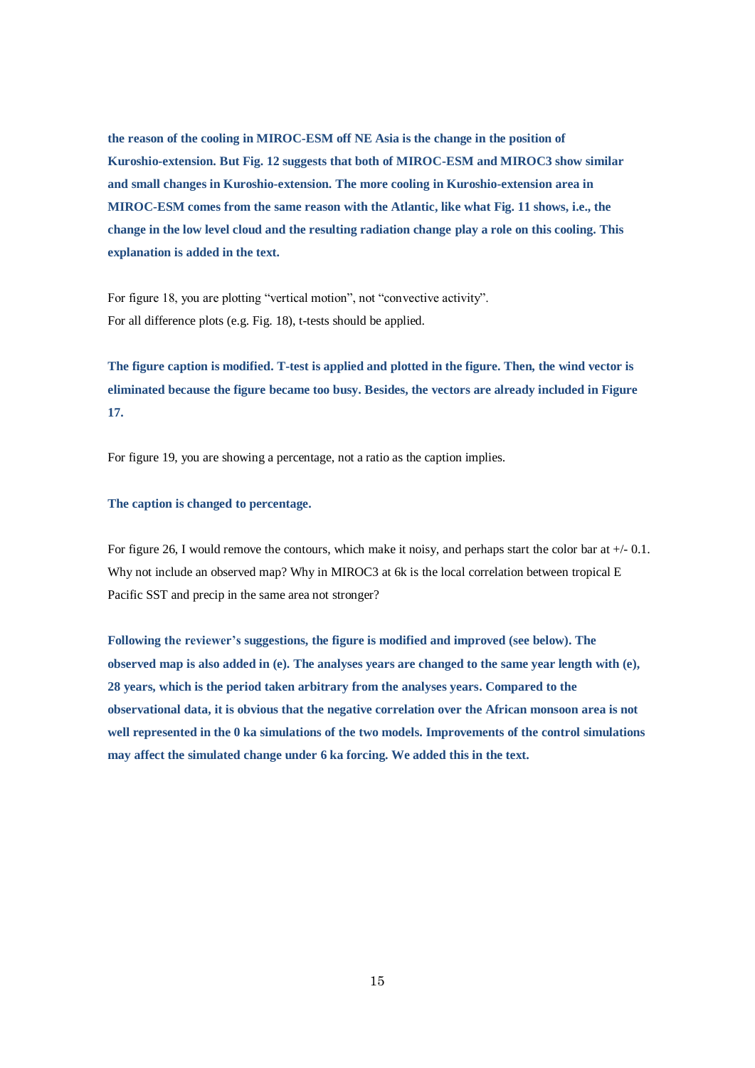**the reason of the cooling in MIROC-ESM off NE Asia is the change in the position of Kuroshio-extension. But Fig. 12 suggests that both of MIROC-ESM and MIROC3 show similar and small changes in Kuroshio-extension. The more cooling in Kuroshio-extension area in MIROC-ESM comes from the same reason with the Atlantic, like what Fig. 11 shows, i.e., the change in the low level cloud and the resulting radiation change play a role on this cooling. This explanation is added in the text.**

For figure 18, you are plotting "vertical motion", not "convective activity".
For all difference plots (e.g. Fig. 18), t-tests should be applied.

**The figure caption is modified. T-test is applied and plotted in the figure. Then, the wind vector is eliminated because the figure became too busy. Besides, the vectors are already included in Figure 17.**

For figure 19, you are showing a percentage, not a ratio as the caption implies.

**The caption is changed to percentage.**

For figure 26, I would remove the contours, which make it noisy, and perhaps start the color bar at +/- 0.1. Why not include an observed map? Why in MIROC3 at 6k is the local correlation between tropical E Pacific SST and precip in the same area not stronger?

**Following the reviewer's suggestions, the figure is modified and improved (see below). The observed map is also added in (e). The analyses years are changed to the same year length with (e), 28 years, which is the period taken arbitrary from the analyses years. Compared to the observational data, it is obvious that the negative correlation over the African monsoon area is not well represented in the 0 ka simulations of the two models. Improvements of the control simulations may affect the simulated change under 6 ka forcing. We added this in the text.**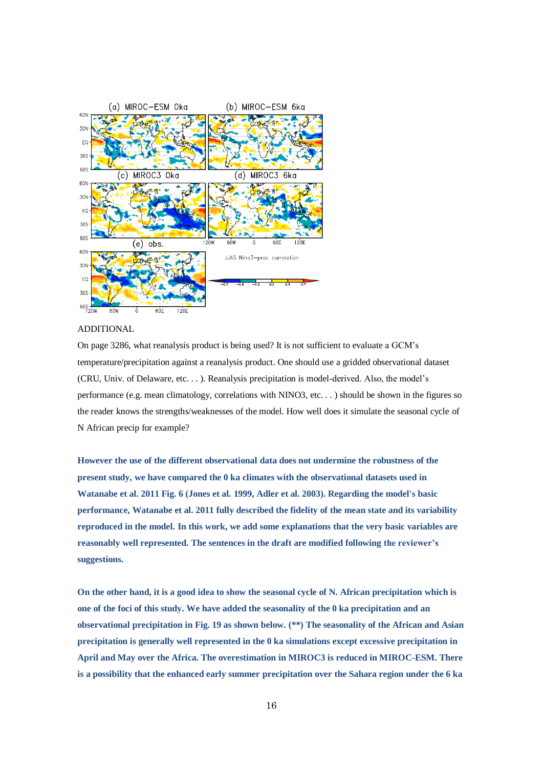ADDITIONAL

On page 3286, what reanalysis product is being used? It is not sufficient to evaluate a GCM's temperature/precipitation against a reanalysis product. One should use a gridded observational dataset (CRU, Univ. of Delaware, etc. . . ). Reanalysis precipitation is model-derived. Also, the model's performance (e.g. mean climatology, correlations with NINO3, etc. . . ) should be shown in the figures so the reader knows the strengths/weaknesses of the model. How well does it simulate the seasonal cycle of N African precip for example?

**However the use of the different observational data does not undermine the robustness of the present study, we have compared the 0 ka climates with the observational datasets used in Watanabe et al. 2011 Fig. 6 (Jones et al. 1999, Adler et al. 2003). Regarding the model's basic performance, Watanabe et al. 2011 fully described the fidelity of the mean state and its variability reproduced in the model. In this work, we add some explanations that the very basic variables are reasonably well represented. The sentences in the draft are modified following the reviewer's suggestions.**

**On the other hand, it is a good idea to show the seasonal cycle of N. African precipitation which is one of the foci of this study. We have added the seasonality of the 0 ka precipitation and an observational precipitation in Fig. 19 as shown below. (\*\*) The seasonality of the African and Asian precipitation is generally well represented in the 0 ka simulations except excessive precipitation in April and May over the Africa. The overestimation in MIROC3 is reduced in MIROC-ESM. There is a possibility that the enhanced early summer precipitation over the Sahara region under the 6 ka**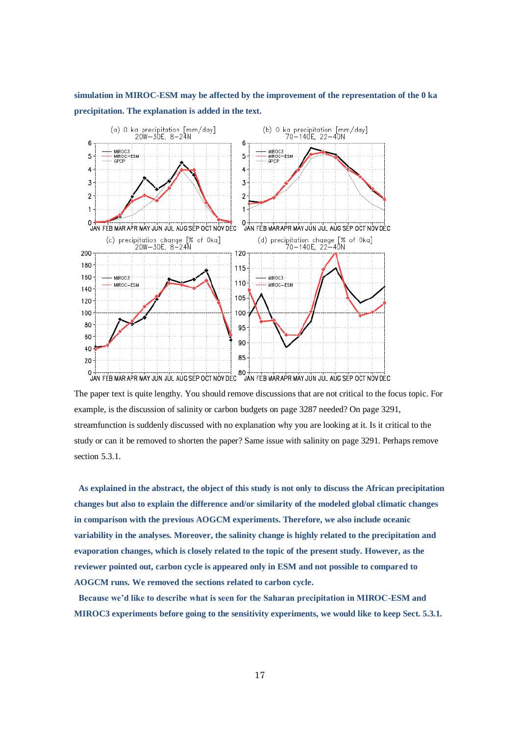**simulation in MIROC-ESM may be affected by the improvement of the representation of the 0 ka precipitation. The explanation is added in the text.**

The paper text is quite lengthy. You should remove discussions that are not critical to the focus topic. For example, is the discussion of salinity or carbon budgets on page 3287 needed? On page 3291, streamfunction is suddenly discussed with no explanation why you are looking at it. Is it critical to the study or can it be removed to shorten the paper? Same issue with salinity on page 3291. Perhaps remove section 5.3.1.

**As explained in the abstract, the object of this study is not only to discuss the African precipitation changes but also to explain the difference and/or similarity of the modeled global climatic changes in comparison with the previous AOGCM experiments. Therefore, we also include oceanic variability in the analyses. Moreover, the salinity change is highly related to the precipitation and evaporation changes, which is closely related to the topic of the present study. However, as the reviewer pointed out, carbon cycle is appeared only in ESM and not possible to compared to AOGCM runs. We removed the sections related to carbon cycle.**

**Because we'd like to describe what is seen for the Saharan precipitation in MIROC-ESM and MIROC3 experiments before going to the sensitivity experiments, we would like to keep Sect. 5.3.1.**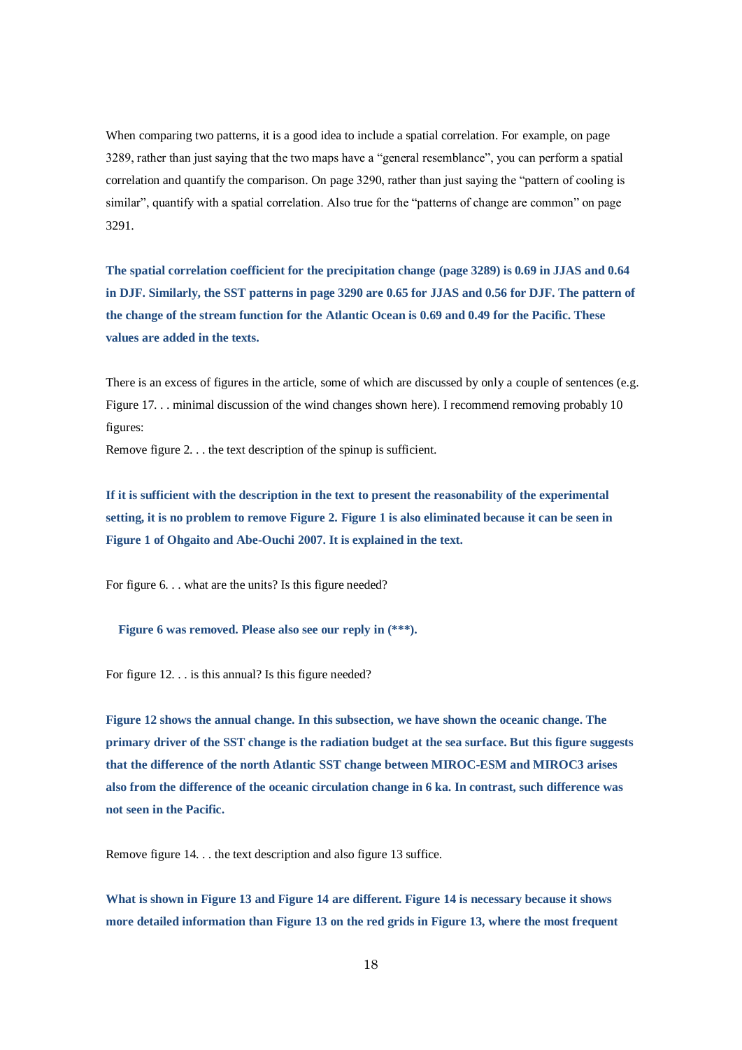When comparing two patterns, it is a good idea to include a spatial correlation. For example, on page 3289, rather than just saying that the two maps have a “general resemblance”, you can perform a spatial correlation and quantify the comparison. On page 3290, rather than just saying the “pattern of cooling is similar”, quantify with a spatial correlation. Also true for the “patterns of change are common” on page 3291.

**The spatial correlation coefficient for the precipitation change (page 3289) is 0.69 in JJAS and 0.64 in DJF. Similarly, the SST patterns in page 3290 are 0.65 for JJAS and 0.56 for DJF. The pattern of the change of the stream function for the Atlantic Ocean is 0.69 and 0.49 for the Pacific. These values are added in the texts.**

There is an excess of figures in the article, some of which are discussed by only a couple of sentences (e.g. Figure 17. . . minimal discussion of the wind changes shown here). I recommend removing probably 10 figures:

Remove figure 2. . . the text description of the spinup is sufficient.

**If it is sufficient with the description in the text to present the reasonability of the experimental setting, it is no problem to remove Figure 2. Figure 1 is also eliminated because it can be seen in Figure 1 of Ohgaito and Abe-Ouchi 2007. It is explained in the text.**

For figure 6. . . what are the units? Is this figure needed?

**Figure 6 was removed. Please also see our reply in (***).**

For figure 12. . . is this annual? Is this figure needed?

**Figure 12 shows the annual change. In this subsection, we have shown the oceanic change. The primary driver of the SST change is the radiation budget at the sea surface. But this figure suggests that the difference of the north Atlantic SST change between MIROC-ESM and MIROC3 arises also from the difference of the oceanic circulation change in 6 ka. In contrast, such difference was not seen in the Pacific.**

Remove figure 14. . . the text description and also figure 13 suffice.

**What is shown in Figure 13 and Figure 14 are different. Figure 14 is necessary because it shows more detailed information than Figure 13 on the red grids in Figure 13, where the most frequent**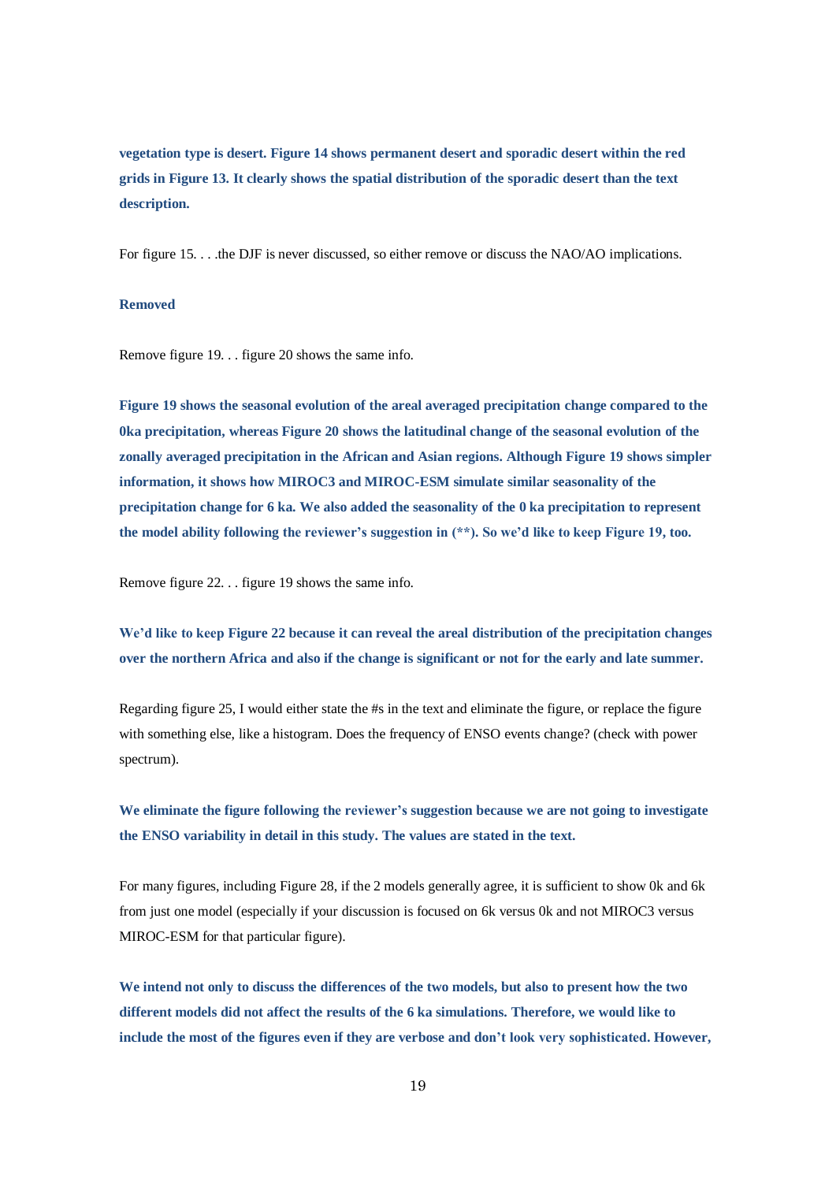**vegetation type is desert. Figure 14 shows permanent desert and sporadic desert within the red grids in Figure 13. It clearly shows the spatial distribution of the sporadic desert than the text description.**

For figure 15. . . .the DJF is never discussed, so either remove or discuss the NAO/AO implications.

**Removed**

Remove figure 19. . . figure 20 shows the same info.

**Figure 19 shows the seasonal evolution of the areal averaged precipitation change compared to the 0ka precipitation, whereas Figure 20 shows the latitudinal change of the seasonal evolution of the zonally averaged precipitation in the African and Asian regions. Although Figure 19 shows simpler information, it shows how MIROC3 and MIROC-ESM simulate similar seasonality of the precipitation change for 6 ka. We also added the seasonality of the 0 ka precipitation to represent the model ability following the reviewer's suggestion in (**). So we'd like to keep Figure 19, too.**

Remove figure 22. . . figure 19 shows the same info.

**We'd like to keep Figure 22 because it can reveal the areal distribution of the precipitation changes over the northern Africa and also if the change is significant or not for the early and late summer.**

Regarding figure 25, I would either state the #s in the text and eliminate the figure, or replace the figure with something else, like a histogram. Does the frequency of ENSO events change? (check with power spectrum).

**We eliminate the figure following the reviewer's suggestion because we are not going to investigate the ENSO variability in detail in this study. The values are stated in the text.**

For many figures, including Figure 28, if the 2 models generally agree, it is sufficient to show 0k and 6k from just one model (especially if your discussion is focused on 6k versus 0k and not MIROC3 versus MIROC-ESM for that particular figure).

**We intend not only to discuss the differences of the two models, but also to present how the two different models did not affect the results of the 6 ka simulations. Therefore, we would like to include the most of the figures even if they are verbose and don't look very sophisticated. However,**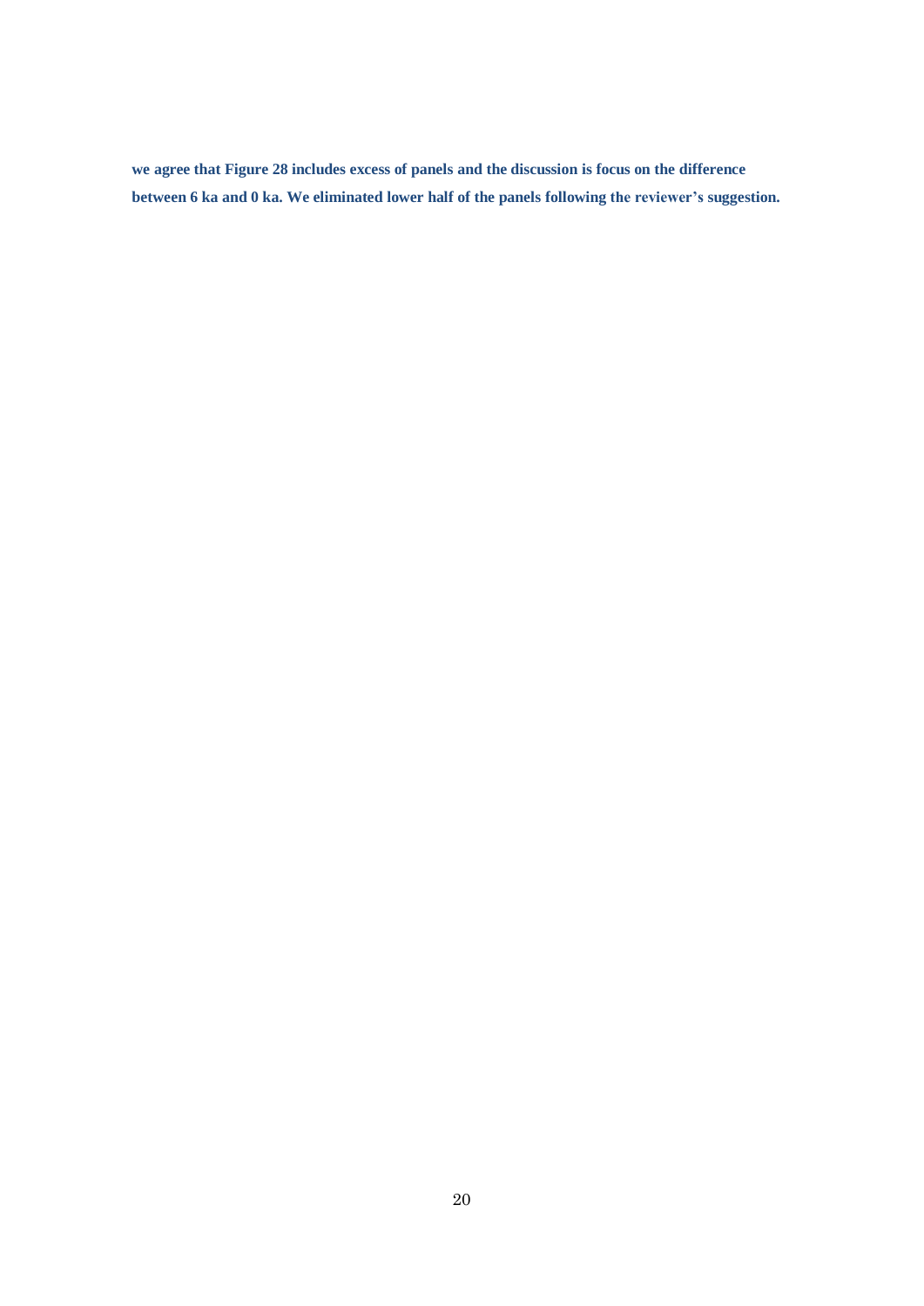**we agree that Figure 28 includes excess of panels and the discussion is focus on the difference between 6 ka and 0 ka. We eliminated lower half of the panels following the reviewer's suggestion.**